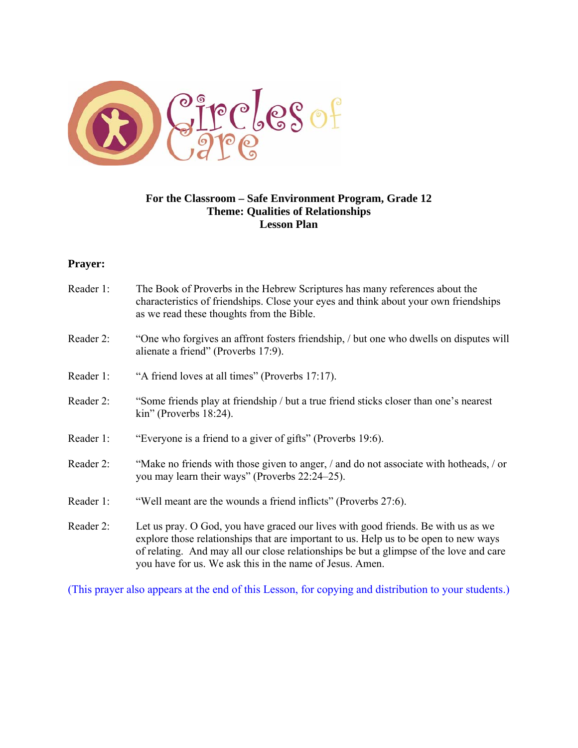Circles of Care

**For the Classroom – Safe Environment Program, Grade 12**
**Theme: Qualities of Relationships**
**Lesson Plan**

**Prayer:**

Reader 1: The Book of Proverbs in the Hebrew Scriptures has many references about the characteristics of friendships. Close your eyes and think about your own friendships as we read these thoughts from the Bible.

Reader 2: "One who forgives an affront fosters friendship, / but one who dwells on disputes will alienate a friend" (Proverbs 17:9).

Reader 1: "A friend loves at all times" (Proverbs 17:17).

Reader 2: "Some friends play at friendship / but a true friend sticks closer than one's nearest kin" (Proverbs 18:24).

Reader 1: "Everyone is a friend to a giver of gifts" (Proverbs 19:6).

Reader 2: "Make no friends with those given to anger, / and do not associate with hotheads, / or you may learn their ways" (Proverbs 22:24–25).

Reader 1: "Well meant are the wounds a friend inflicts" (Proverbs 27:6).

Reader 2: Let us pray. O God, you have graced our lives with good friends. Be with us as we explore those relationships that are important to us. Help us to be open to new ways of relating. And may all our close relationships be but a glimpse of the love and care you have for us. We ask this in the name of Jesus. Amen.

(This prayer also appears at the end of this Lesson, for copying and distribution to your students.)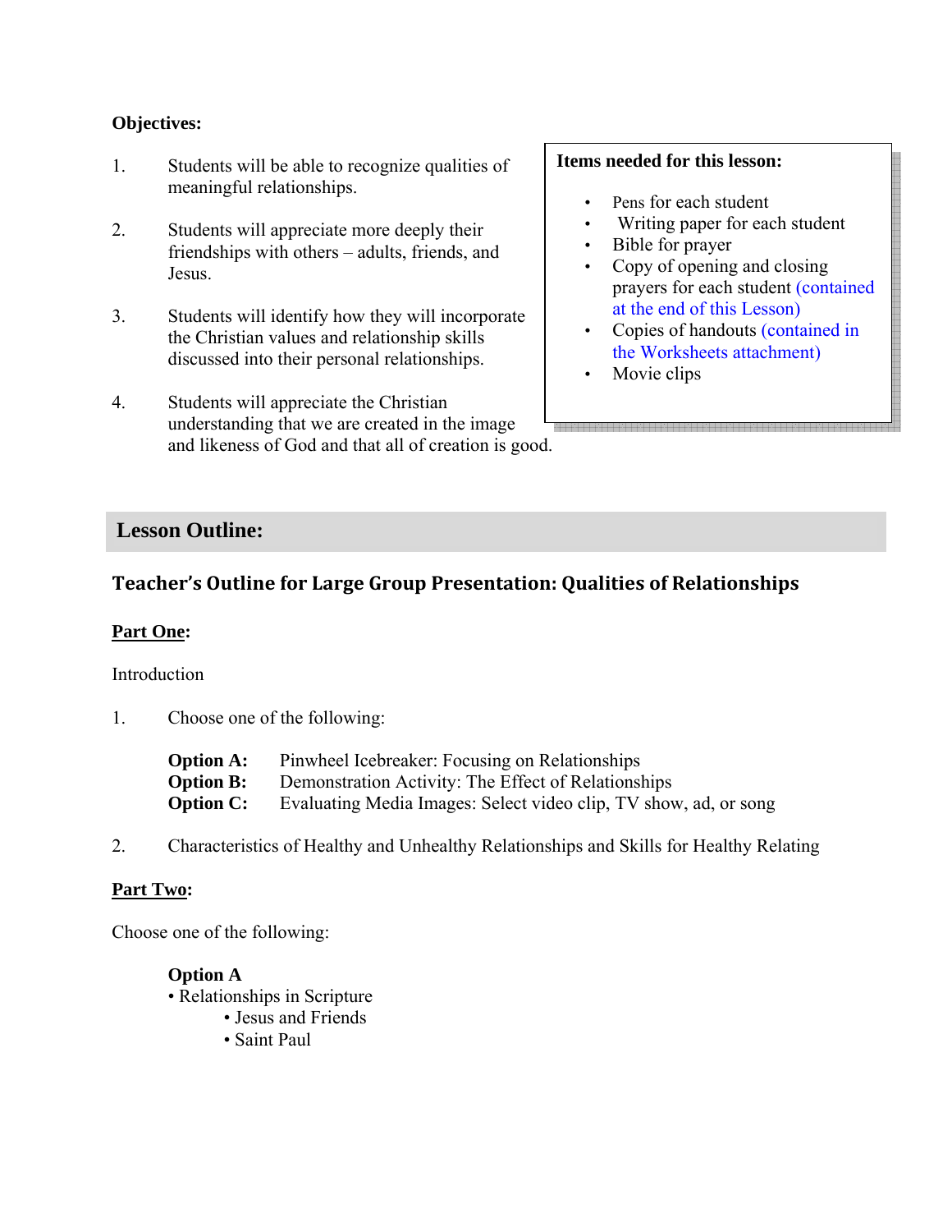**Objectives:**

1. Students will be able to recognize qualities of meaningful relationships.

2. Students will appreciate more deeply their friendships with others – adults, friends, and Jesus.

3. Students will identify how they will incorporate the Christian values and relationship skills discussed into their personal relationships.

4. Students will appreciate the Christian understanding that we are created in the image and likeness of God and that all of creation is good.

**Items needed for this lesson:**

- Pens for each student
- Writing paper for each student
- Bible for prayer
- Copy of opening and closing prayers for each student (contained at the end of this Lesson)
- Copies of handouts (contained in the Worksheets attachment)
- Movie clips

## Lesson Outline:

### Teacher's Outline for Large Group Presentation: Qualities of Relationships

**Part One:**

Introduction

1. Choose one of the following:

   **Option A:** Pinwheel Icebreaker: Focusing on Relationships
   **Option B:** Demonstration Activity: The Effect of Relationships
   **Option C:** Evaluating Media Images: Select video clip, TV show, ad, or song

2. Characteristics of Healthy and Unhealthy Relationships and Skills for Healthy Relating

**Part Two:**

Choose one of the following:

**Option A**

- Relationships in Scripture
  - Jesus and Friends
  - Saint Paul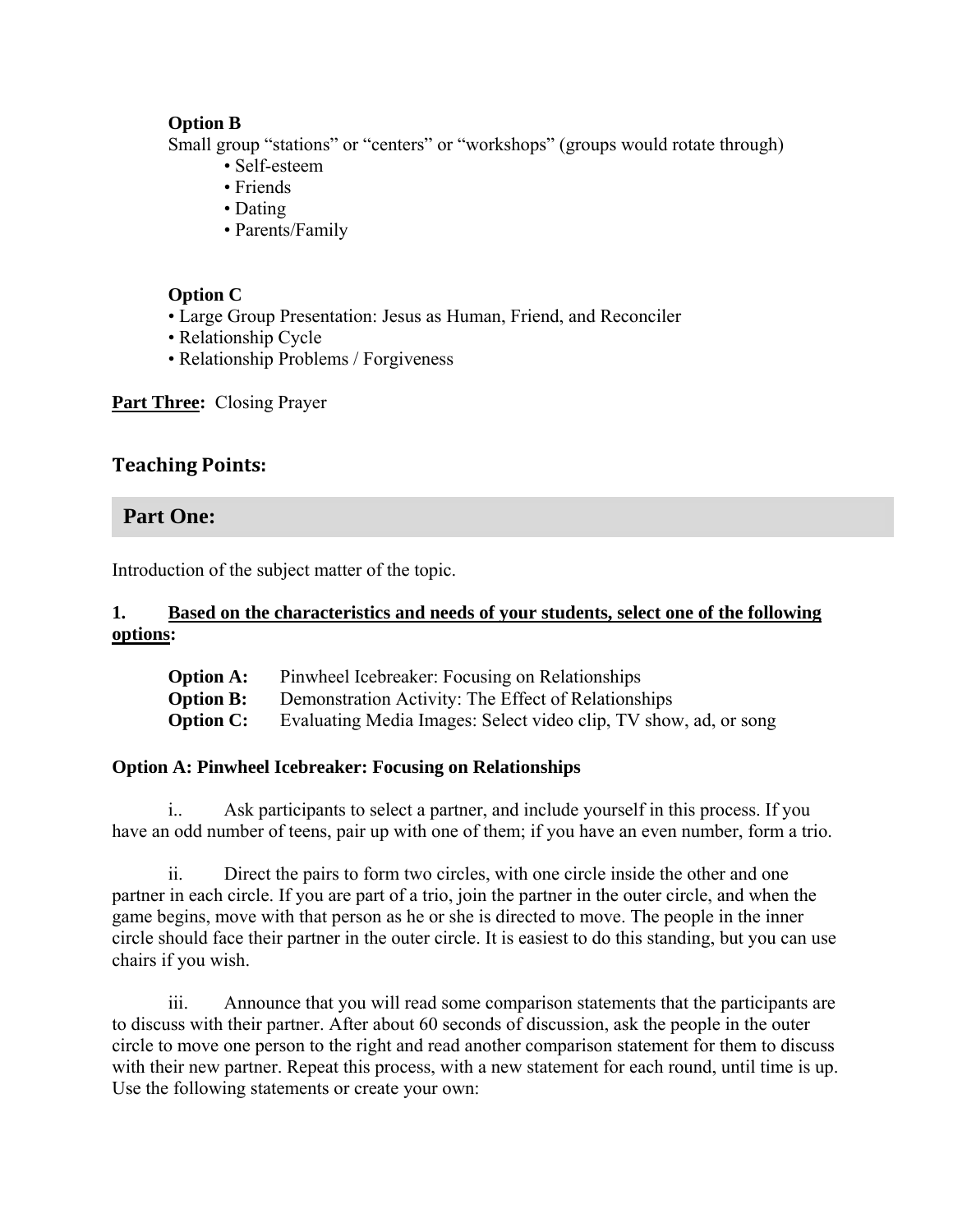**Option B**

Small group “stations” or “centers” or “workshops” (groups would rotate through)

- Self-esteem
- Friends
- Dating
- Parents/Family

**Option C**

- Large Group Presentation: Jesus as Human, Friend, and Reconciler
- Relationship Cycle
- Relationship Problems / Forgiveness

**<u>Part Three</u>:** Closing Prayer

## Teaching Points:

## Part One:

Introduction of the subject matter of the topic.

**1. <u>Based on the characteristics and needs of your students, select one of the following options</u>:**

**Option A:** Pinwheel Icebreaker: Focusing on Relationships
**Option B:** Demonstration Activity: The Effect of Relationships
**Option C:** Evaluating Media Images: Select video clip, TV show, ad, or song

**Option A: Pinwheel Icebreaker: Focusing on Relationships**

i.. Ask participants to select a partner, and include yourself in this process. If you have an odd number of teens, pair up with one of them; if you have an even number, form a trio.

ii. Direct the pairs to form two circles, with one circle inside the other and one partner in each circle. If you are part of a trio, join the partner in the outer circle, and when the game begins, move with that person as he or she is directed to move. The people in the inner circle should face their partner in the outer circle. It is easiest to do this standing, but you can use chairs if you wish.

iii. Announce that you will read some comparison statements that the participants are to discuss with their partner. After about 60 seconds of discussion, ask the people in the outer circle to move one person to the right and read another comparison statement for them to discuss with their new partner. Repeat this process, with a new statement for each round, until time is up. Use the following statements or create your own: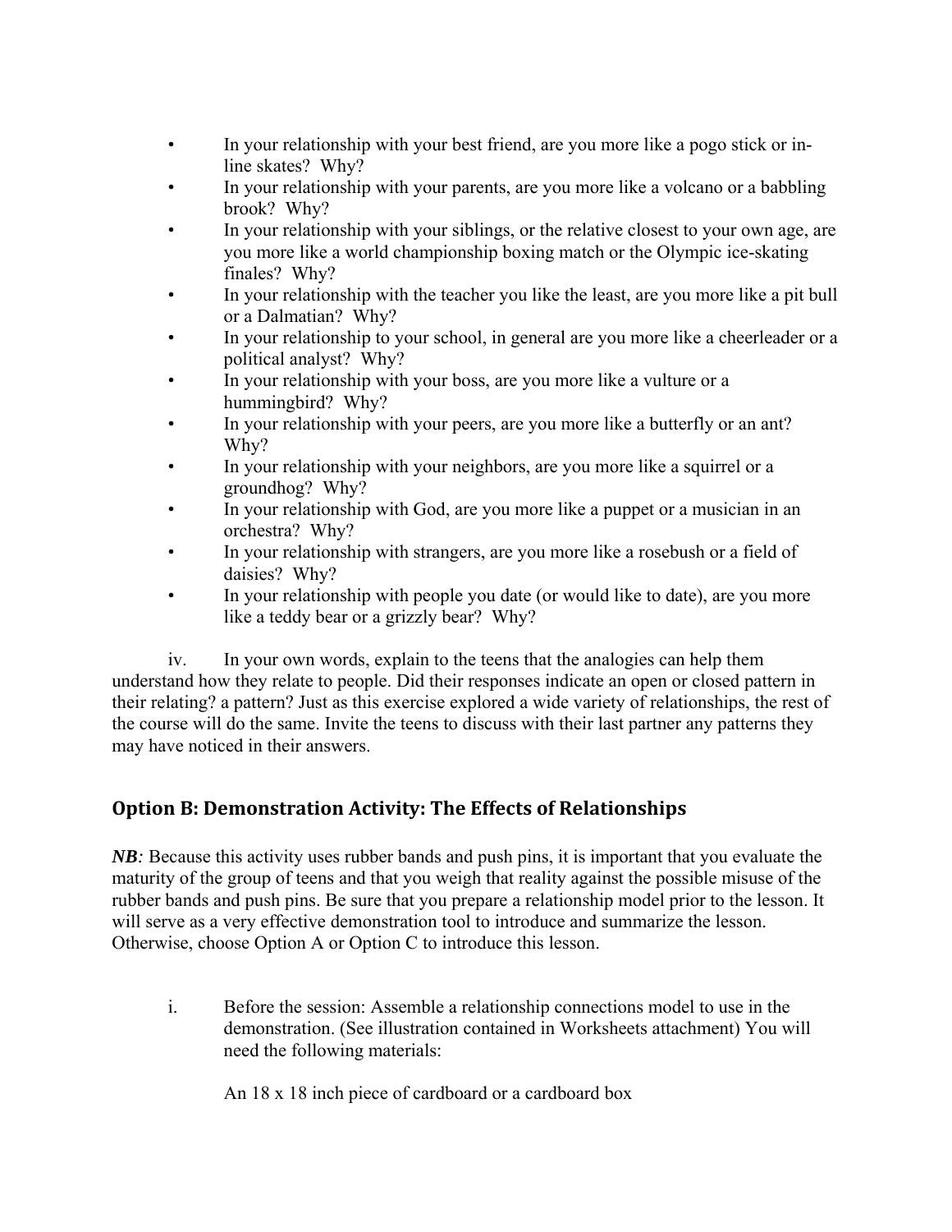- In your relationship with your best friend, are you more like a pogo stick or in-line skates? Why?
- In your relationship with your parents, are you more like a volcano or a babbling brook? Why?
- In your relationship with your siblings, or the relative closest to your own age, are you more like a world championship boxing match or the Olympic ice-skating finales? Why?
- In your relationship with the teacher you like the least, are you more like a pit bull or a Dalmatian? Why?
- In your relationship to your school, in general are you more like a cheerleader or a political analyst? Why?
- In your relationship with your boss, are you more like a vulture or a hummingbird? Why?
- In your relationship with your peers, are you more like a butterfly or an ant? Why?
- In your relationship with your neighbors, are you more like a squirrel or a groundhog? Why?
- In your relationship with God, are you more like a puppet or a musician in an orchestra? Why?
- In your relationship with strangers, are you more like a rosebush or a field of daisies? Why?
- In your relationship with people you date (or would like to date), are you more like a teddy bear or a grizzly bear? Why?

iv. In your own words, explain to the teens that the analogies can help them understand how they relate to people. Did their responses indicate an open or closed pattern in their relating? a pattern? Just as this exercise explored a wide variety of relationships, the rest of the course will do the same. Invite the teens to discuss with their last partner any patterns they may have noticed in their answers.

## Option B: Demonstration Activity: The Effects of Relationships

***NB**:* Because this activity uses rubber bands and push pins, it is important that you evaluate the maturity of the group of teens and that you weigh that reality against the possible misuse of the rubber bands and push pins. Be sure that you prepare a relationship model prior to the lesson. It will serve as a very effective demonstration tool to introduce and summarize the lesson. Otherwise, choose Option A or Option C to introduce this lesson.

i. Before the session: Assemble a relationship connections model to use in the demonstration. (See illustration contained in Worksheets attachment) You will need the following materials:

An 18 x 18 inch piece of cardboard or a cardboard box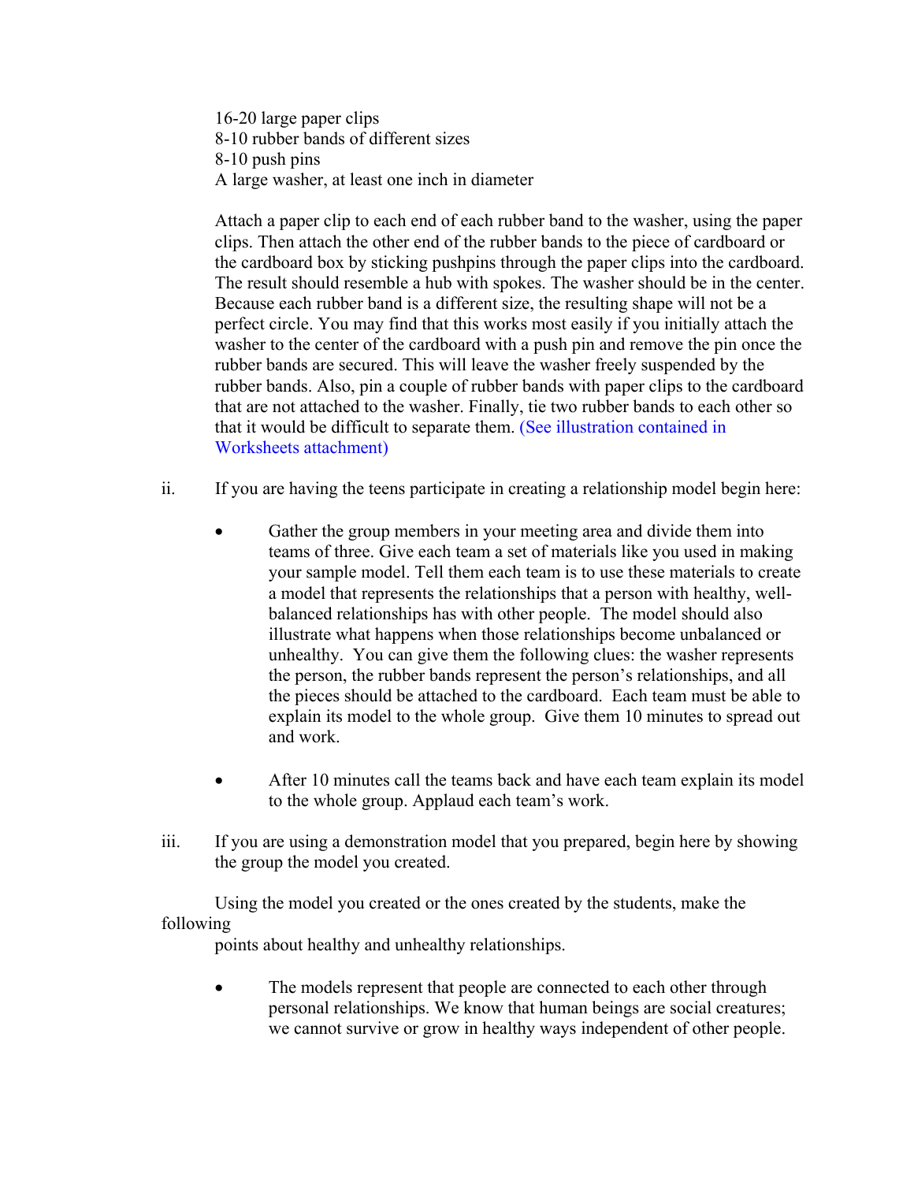16-20 large paper clips
8-10 rubber bands of different sizes
8-10 push pins
A large washer, at least one inch in diameter

Attach a paper clip to each end of each rubber band to the washer, using the paper clips. Then attach the other end of the rubber bands to the piece of cardboard or the cardboard box by sticking pushpins through the paper clips into the cardboard. The result should resemble a hub with spokes. The washer should be in the center. Because each rubber band is a different size, the resulting shape will not be a perfect circle. You may find that this works most easily if you initially attach the washer to the center of the cardboard with a push pin and remove the pin once the rubber bands are secured. This will leave the washer freely suspended by the rubber bands. Also, pin a couple of rubber bands with paper clips to the cardboard that are not attached to the washer. Finally, tie two rubber bands to each other so that it would be difficult to separate them. (See illustration contained in Worksheets attachment)

ii. If you are having the teens participate in creating a relationship model begin here:

- Gather the group members in your meeting area and divide them into teams of three. Give each team a set of materials like you used in making your sample model. Tell them each team is to use these materials to create a model that represents the relationships that a person with healthy, well-balanced relationships has with other people. The model should also illustrate what happens when those relationships become unbalanced or unhealthy. You can give them the following clues: the washer represents the person, the rubber bands represent the person's relationships, and all the pieces should be attached to the cardboard. Each team must be able to explain its model to the whole group. Give them 10 minutes to spread out and work.

- After 10 minutes call the teams back and have each team explain its model to the whole group. Applaud each team's work.

iii. If you are using a demonstration model that you prepared, begin here by showing the group the model you created.

Using the model you created or the ones created by the students, make the following points about healthy and unhealthy relationships.

- The models represent that people are connected to each other through personal relationships. We know that human beings are social creatures; we cannot survive or grow in healthy ways independent of other people.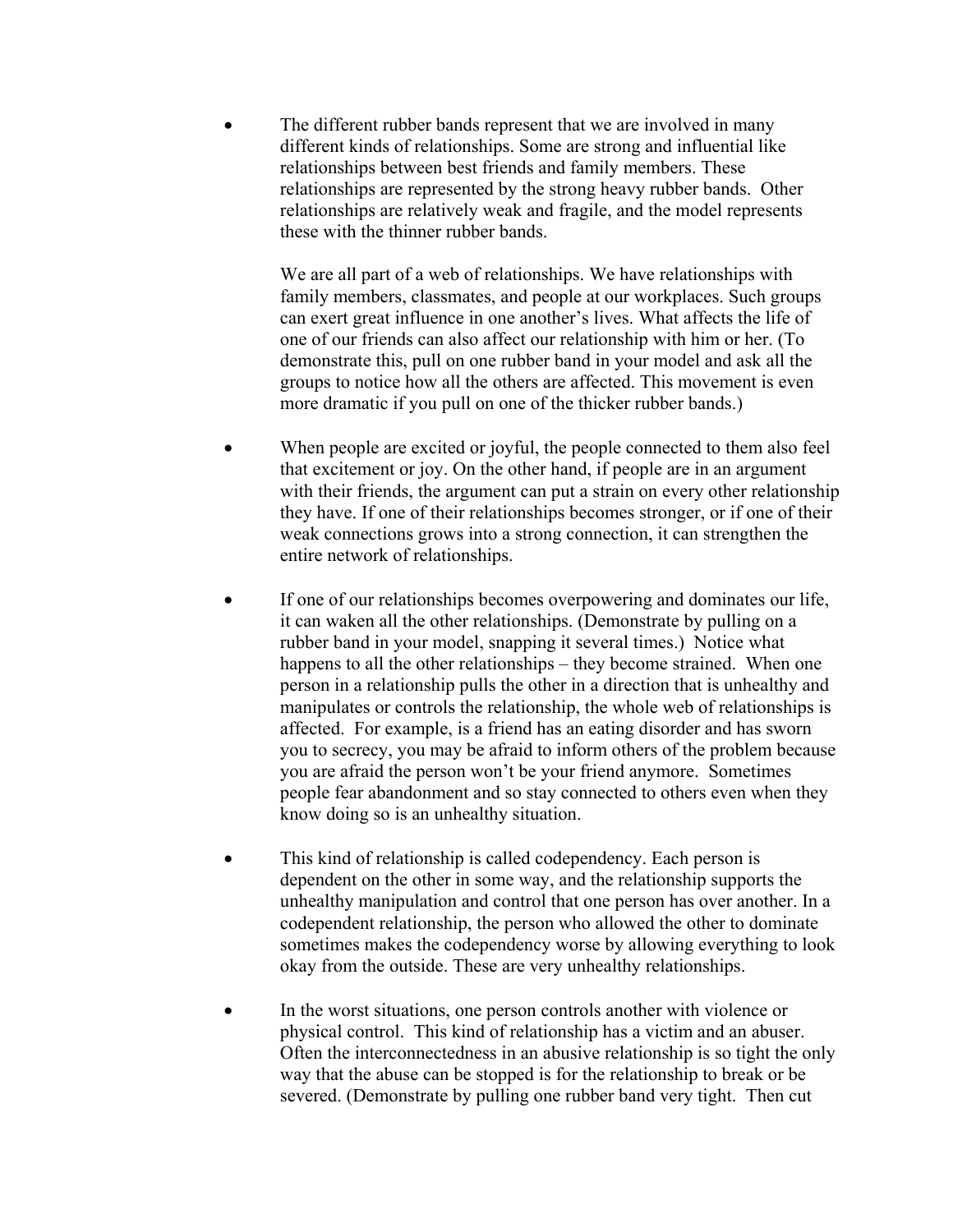- The different rubber bands represent that we are involved in many different kinds of relationships. Some are strong and influential like relationships between best friends and family members. These relationships are represented by the strong heavy rubber bands. Other relationships are relatively weak and fragile, and the model represents these with the thinner rubber bands.

  We are all part of a web of relationships. We have relationships with family members, classmates, and people at our workplaces. Such groups can exert great influence in one another's lives. What affects the life of one of our friends can also affect our relationship with him or her. (To demonstrate this, pull on one rubber band in your model and ask all the groups to notice how all the others are affected. This movement is even more dramatic if you pull on one of the thicker rubber bands.)

- When people are excited or joyful, the people connected to them also feel that excitement or joy. On the other hand, if people are in an argument with their friends, the argument can put a strain on every other relationship they have. If one of their relationships becomes stronger, or if one of their weak connections grows into a strong connection, it can strengthen the entire network of relationships.

- If one of our relationships becomes overpowering and dominates our life, it can waken all the other relationships. (Demonstrate by pulling on a rubber band in your model, snapping it several times.) Notice what happens to all the other relationships – they become strained. When one person in a relationship pulls the other in a direction that is unhealthy and manipulates or controls the relationship, the whole web of relationships is affected. For example, is a friend has an eating disorder and has sworn you to secrecy, you may be afraid to inform others of the problem because you are afraid the person won't be your friend anymore. Sometimes people fear abandonment and so stay connected to others even when they know doing so is an unhealthy situation.

- This kind of relationship is called codependency. Each person is dependent on the other in some way, and the relationship supports the unhealthy manipulation and control that one person has over another. In a codependent relationship, the person who allowed the other to dominate sometimes makes the codependency worse by allowing everything to look okay from the outside. These are very unhealthy relationships.

- In the worst situations, one person controls another with violence or physical control. This kind of relationship has a victim and an abuser. Often the interconnectedness in an abusive relationship is so tight the only way that the abuse can be stopped is for the relationship to break or be severed. (Demonstrate by pulling one rubber band very tight. Then cut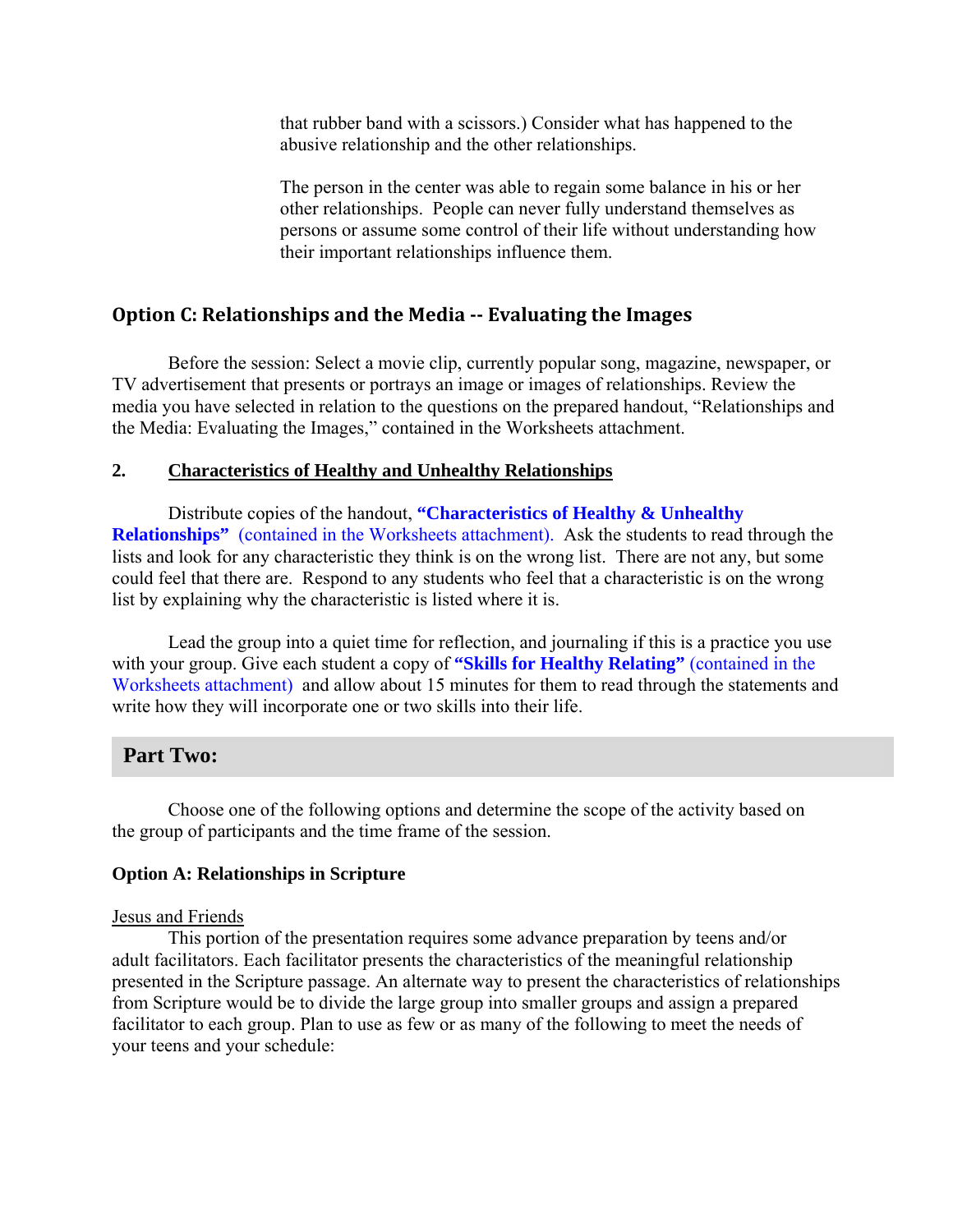that rubber band with a scissors.) Consider what has happened to the abusive relationship and the other relationships.

The person in the center was able to regain some balance in his or her other relationships. People can never fully understand themselves as persons or assume some control of their life without understanding how their important relationships influence them.

### Option C: Relationships and the Media -- Evaluating the Images

Before the session: Select a movie clip, currently popular song, magazine, newspaper, or TV advertisement that presents or portrays an image or images of relationships. Review the media you have selected in relation to the questions on the prepared handout, "Relationships and the Media: Evaluating the Images," contained in the Worksheets attachment.

**2. Characteristics of Healthy and Unhealthy Relationships**

Distribute copies of the handout, **"Characteristics of Healthy & Unhealthy Relationships"** (contained in the Worksheets attachment). Ask the students to read through the lists and look for any characteristic they think is on the wrong list. There are not any, but some could feel that there are. Respond to any students who feel that a characteristic is on the wrong list by explaining why the characteristic is listed where it is.

Lead the group into a quiet time for reflection, and journaling if this is a practice you use with your group. Give each student a copy of **"Skills for Healthy Relating"** (contained in the Worksheets attachment) and allow about 15 minutes for them to read through the statements and write how they will incorporate one or two skills into their life.

## Part Two:

Choose one of the following options and determine the scope of the activity based on the group of participants and the time frame of the session.

**Option A: Relationships in Scripture**

Jesus and Friends

This portion of the presentation requires some advance preparation by teens and/or adult facilitators. Each facilitator presents the characteristics of the meaningful relationship presented in the Scripture passage. An alternate way to present the characteristics of relationships from Scripture would be to divide the large group into smaller groups and assign a prepared facilitator to each group. Plan to use as few or as many of the following to meet the needs of your teens and your schedule: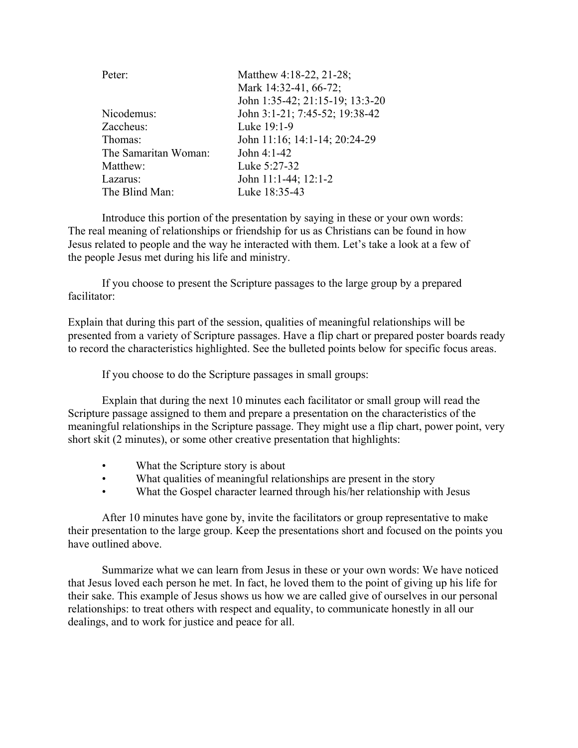| | |
|---|---|
| Peter: | Matthew 4:18-22, 21-28; Mark 14:32-41, 66-72; John 1:35-42; 21:15-19; 13:3-20 |
| Nicodemus: | John 3:1-21; 7:45-52; 19:38-42 |
| Zaccheus: | Luke 19:1-9 |
| Thomas: | John 11:16; 14:1-14; 20:24-29 |
| The Samaritan Woman: | John 4:1-42 |
| Matthew: | Luke 5:27-32 |
| Lazarus: | John 11:1-44; 12:1-2 |
| The Blind Man: | Luke 18:35-43 |

Introduce this portion of the presentation by saying in these or your own words: The real meaning of relationships or friendship for us as Christians can be found in how Jesus related to people and the way he interacted with them. Let's take a look at a few of the people Jesus met during his life and ministry.

If you choose to present the Scripture passages to the large group by a prepared facilitator:

Explain that during this part of the session, qualities of meaningful relationships will be presented from a variety of Scripture passages. Have a flip chart or prepared poster boards ready to record the characteristics highlighted. See the bulleted points below for specific focus areas.

If you choose to do the Scripture passages in small groups:

Explain that during the next 10 minutes each facilitator or small group will read the Scripture passage assigned to them and prepare a presentation on the characteristics of the meaningful relationships in the Scripture passage. They might use a flip chart, power point, very short skit (2 minutes), or some other creative presentation that highlights:

- What the Scripture story is about
- What qualities of meaningful relationships are present in the story
- What the Gospel character learned through his/her relationship with Jesus

After 10 minutes have gone by, invite the facilitators or group representative to make their presentation to the large group. Keep the presentations short and focused on the points you have outlined above.

Summarize what we can learn from Jesus in these or your own words: We have noticed that Jesus loved each person he met. In fact, he loved them to the point of giving up his life for their sake. This example of Jesus shows us how we are called give of ourselves in our personal relationships: to treat others with respect and equality, to communicate honestly in all our dealings, and to work for justice and peace for all.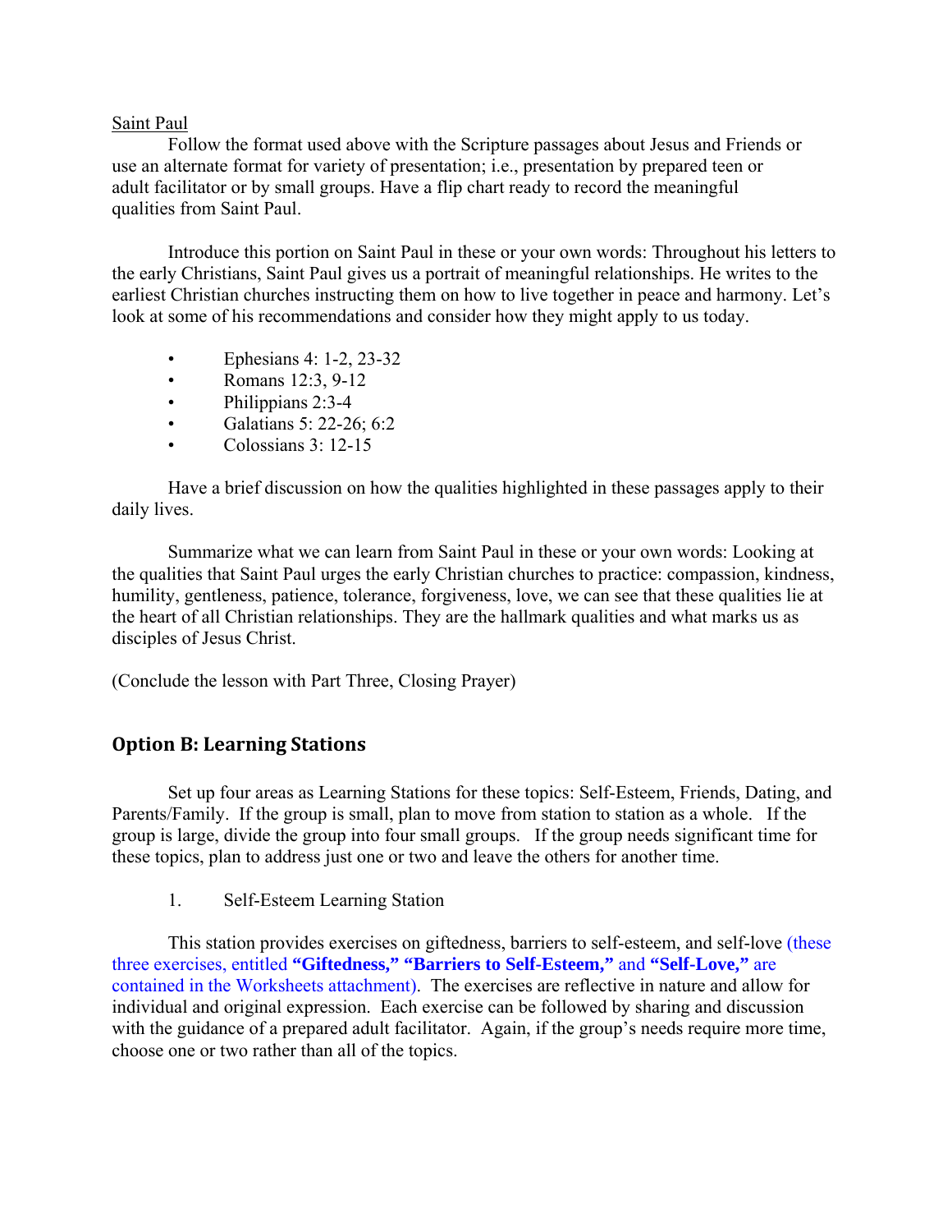Saint Paul

Follow the format used above with the Scripture passages about Jesus and Friends or use an alternate format for variety of presentation; i.e., presentation by prepared teen or adult facilitator or by small groups. Have a flip chart ready to record the meaningful qualities from Saint Paul.

Introduce this portion on Saint Paul in these or your own words: Throughout his letters to the early Christians, Saint Paul gives us a portrait of meaningful relationships. He writes to the earliest Christian churches instructing them on how to live together in peace and harmony. Let's look at some of his recommendations and consider how they might apply to us today.

- Ephesians 4: 1-2, 23-32
- Romans 12:3, 9-12
- Philippians 2:3-4
- Galatians 5: 22-26; 6:2
- Colossians 3: 12-15

Have a brief discussion on how the qualities highlighted in these passages apply to their daily lives.

Summarize what we can learn from Saint Paul in these or your own words: Looking at the qualities that Saint Paul urges the early Christian churches to practice: compassion, kindness, humility, gentleness, patience, tolerance, forgiveness, love, we can see that these qualities lie at the heart of all Christian relationships. They are the hallmark qualities and what marks us as disciples of Jesus Christ.

(Conclude the lesson with Part Three, Closing Prayer)

## Option B: Learning Stations

Set up four areas as Learning Stations for these topics: Self-Esteem, Friends, Dating, and Parents/Family. If the group is small, plan to move from station to station as a whole. If the group is large, divide the group into four small groups. If the group needs significant time for these topics, plan to address just one or two and leave the others for another time.

1. Self-Esteem Learning Station

This station provides exercises on giftedness, barriers to self-esteem, and self-love (these three exercises, entitled **"Giftedness," "Barriers to Self-Esteem,"** and **"Self-Love,"** are contained in the Worksheets attachment). The exercises are reflective in nature and allow for individual and original expression. Each exercise can be followed by sharing and discussion with the guidance of a prepared adult facilitator. Again, if the group's needs require more time, choose one or two rather than all of the topics.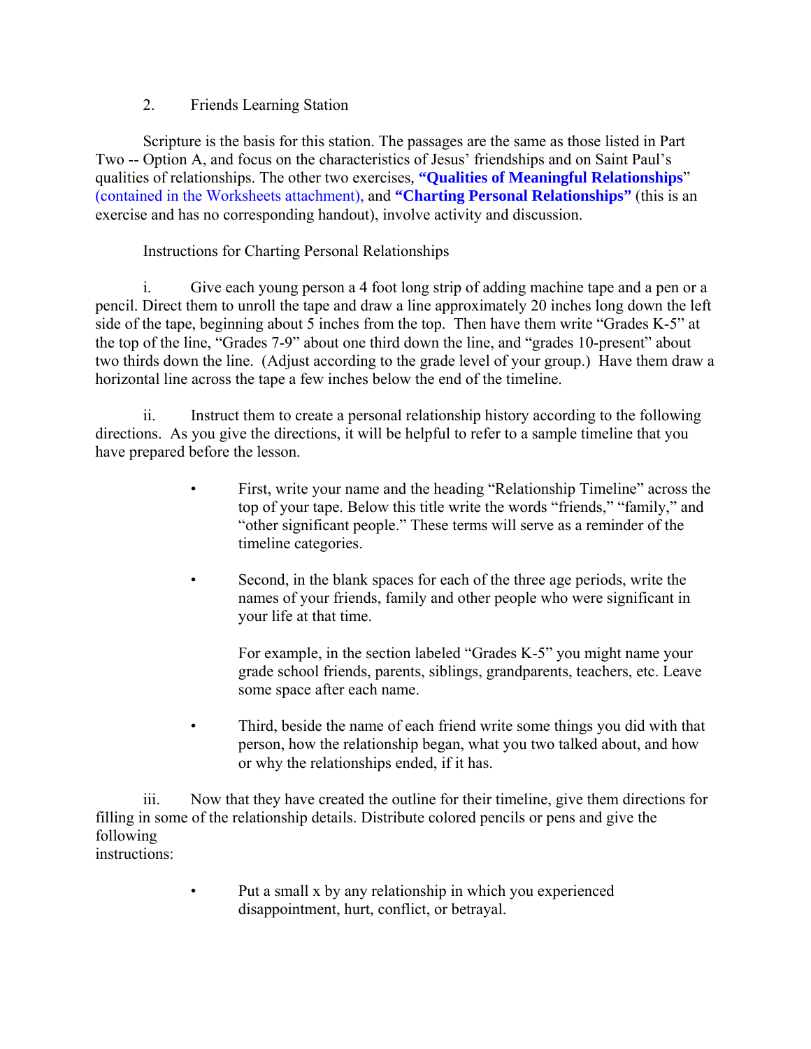2. Friends Learning Station

Scripture is the basis for this station. The passages are the same as those listed in Part Two -- Option A, and focus on the characteristics of Jesus' friendships and on Saint Paul's qualities of relationships. The other two exercises, **"Qualities of Meaningful Relationships"** (contained in the Worksheets attachment), and **"Charting Personal Relationships"** (this is an exercise and has no corresponding handout), involve activity and discussion.

Instructions for Charting Personal Relationships

i. Give each young person a 4 foot long strip of adding machine tape and a pen or a pencil. Direct them to unroll the tape and draw a line approximately 20 inches long down the left side of the tape, beginning about 5 inches from the top. Then have them write "Grades K-5" at the top of the line, "Grades 7-9" about one third down the line, and "grades 10-present" about two thirds down the line. (Adjust according to the grade level of your group.) Have them draw a horizontal line across the tape a few inches below the end of the timeline.

ii. Instruct them to create a personal relationship history according to the following directions. As you give the directions, it will be helpful to refer to a sample timeline that you have prepared before the lesson.

- First, write your name and the heading "Relationship Timeline" across the top of your tape. Below this title write the words "friends," "family," and "other significant people." These terms will serve as a reminder of the timeline categories.

- Second, in the blank spaces for each of the three age periods, write the names of your friends, family and other people who were significant in your life at that time.

  For example, in the section labeled "Grades K-5" you might name your grade school friends, parents, siblings, grandparents, teachers, etc. Leave some space after each name.

- Third, beside the name of each friend write some things you did with that person, how the relationship began, what you two talked about, and how or why the relationships ended, if it has.

iii. Now that they have created the outline for their timeline, give them directions for filling in some of the relationship details. Distribute colored pencils or pens and give the following instructions:

- Put a small x by any relationship in which you experienced disappointment, hurt, conflict, or betrayal.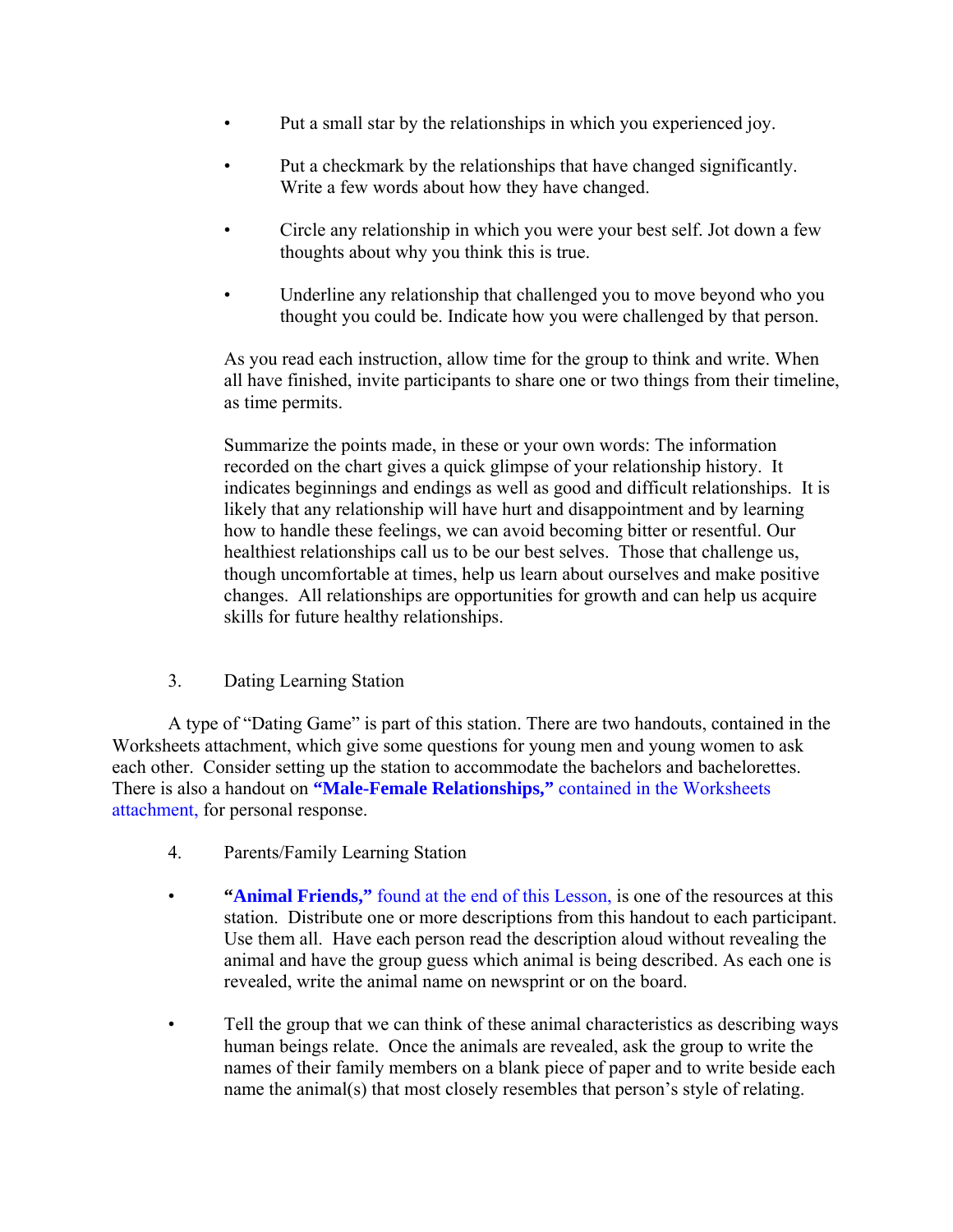- Put a small star by the relationships in which you experienced joy.

- Put a checkmark by the relationships that have changed significantly. Write a few words about how they have changed.

- Circle any relationship in which you were your best self. Jot down a few thoughts about why you think this is true.

- Underline any relationship that challenged you to move beyond who you thought you could be. Indicate how you were challenged by that person.

As you read each instruction, allow time for the group to think and write. When all have finished, invite participants to share one or two things from their timeline, as time permits.

Summarize the points made, in these or your own words: The information recorded on the chart gives a quick glimpse of your relationship history. It indicates beginnings and endings as well as good and difficult relationships. It is likely that any relationship will have hurt and disappointment and by learning how to handle these feelings, we can avoid becoming bitter or resentful. Our healthiest relationships call us to be our best selves. Those that challenge us, though uncomfortable at times, help us learn about ourselves and make positive changes. All relationships are opportunities for growth and can help us acquire skills for future healthy relationships.

3. Dating Learning Station

A type of "Dating Game" is part of this station. There are two handouts, contained in the Worksheets attachment, which give some questions for young men and young women to ask each other. Consider setting up the station to accommodate the bachelors and bachelorettes. There is also a handout on **"Male-Female Relationships,"** contained in the Worksheets attachment, for personal response.

4. Parents/Family Learning Station

- **"Animal Friends,"** found at the end of this Lesson, is one of the resources at this station. Distribute one or more descriptions from this handout to each participant. Use them all. Have each person read the description aloud without revealing the animal and have the group guess which animal is being described. As each one is revealed, write the animal name on newsprint or on the board.

- Tell the group that we can think of these animal characteristics as describing ways human beings relate. Once the animals are revealed, ask the group to write the names of their family members on a blank piece of paper and to write beside each name the animal(s) that most closely resembles that person's style of relating.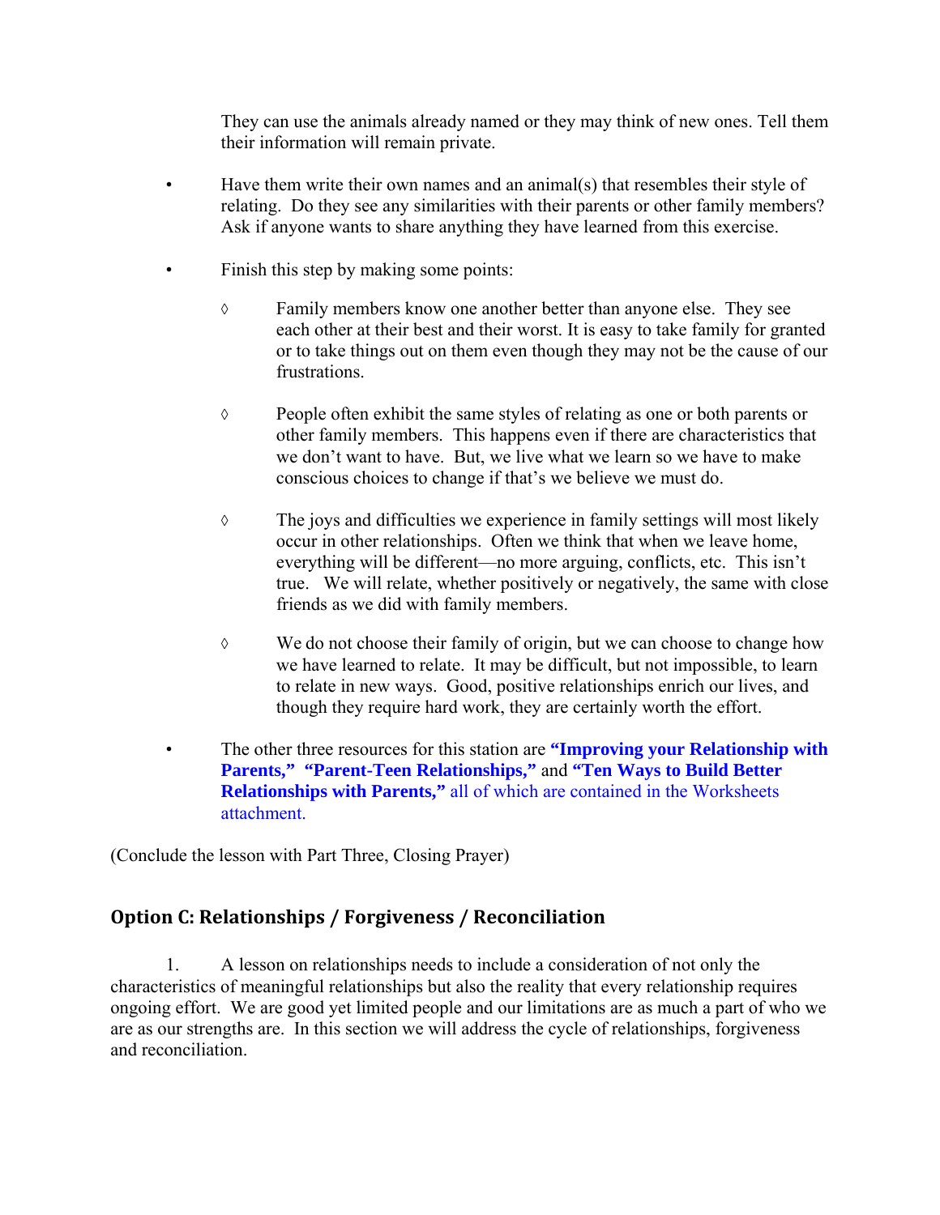They can use the animals already named or they may think of new ones. Tell them their information will remain private.

- Have them write their own names and an animal(s) that resembles their style of relating. Do they see any similarities with their parents or other family members? Ask if anyone wants to share anything they have learned from this exercise.

- Finish this step by making some points:

  ◊ Family members know one another better than anyone else. They see each other at their best and their worst. It is easy to take family for granted or to take things out on them even though they may not be the cause of our frustrations.

  ◊ People often exhibit the same styles of relating as one or both parents or other family members. This happens even if there are characteristics that we don't want to have. But, we live what we learn so we have to make conscious choices to change if that's we believe we must do.

  ◊ The joys and difficulties we experience in family settings will most likely occur in other relationships. Often we think that when we leave home, everything will be different—no more arguing, conflicts, etc. This isn't true. We will relate, whether positively or negatively, the same with close friends as we did with family members.

  ◊ We do not choose their family of origin, but we can choose to change how we have learned to relate. It may be difficult, but not impossible, to learn to relate in new ways. Good, positive relationships enrich our lives, and though they require hard work, they are certainly worth the effort.

- The other three resources for this station are **"Improving your Relationship with Parents," "Parent-Teen Relationships,"** and **"Ten Ways to Build Better Relationships with Parents,"** all of which are contained in the Worksheets attachment.

(Conclude the lesson with Part Three, Closing Prayer)

## Option C: Relationships / Forgiveness / Reconciliation

1. A lesson on relationships needs to include a consideration of not only the characteristics of meaningful relationships but also the reality that every relationship requires ongoing effort. We are good yet limited people and our limitations are as much a part of who we are as our strengths are. In this section we will address the cycle of relationships, forgiveness and reconciliation.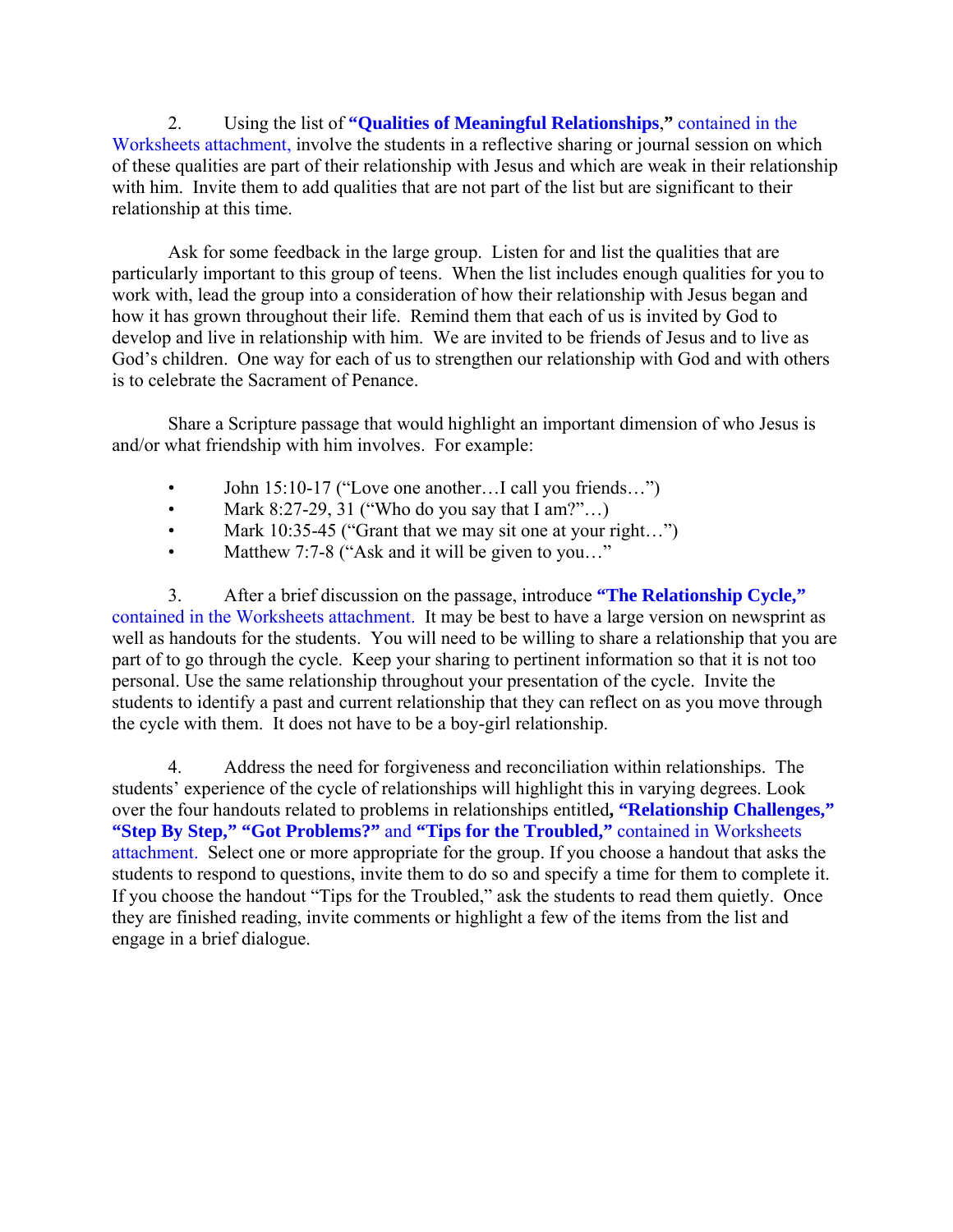2. Using the list of **"Qualities of Meaningful Relationships,"** contained in the Worksheets attachment, involve the students in a reflective sharing or journal session on which of these qualities are part of their relationship with Jesus and which are weak in their relationship with him. Invite them to add qualities that are not part of the list but are significant to their relationship at this time.

Ask for some feedback in the large group. Listen for and list the qualities that are particularly important to this group of teens. When the list includes enough qualities for you to work with, lead the group into a consideration of how their relationship with Jesus began and how it has grown throughout their life. Remind them that each of us is invited by God to develop and live in relationship with him. We are invited to be friends of Jesus and to live as God's children. One way for each of us to strengthen our relationship with God and with others is to celebrate the Sacrament of Penance.

Share a Scripture passage that would highlight an important dimension of who Jesus is and/or what friendship with him involves. For example:

- John 15:10-17 ("Love one another…I call you friends…")
- Mark 8:27-29, 31 ("Who do you say that I am?"…)
- Mark 10:35-45 ("Grant that we may sit one at your right…")
- Matthew 7:7-8 ("Ask and it will be given to you…"

3. After a brief discussion on the passage, introduce **"The Relationship Cycle,"** contained in the Worksheets attachment. It may be best to have a large version on newsprint as well as handouts for the students. You will need to be willing to share a relationship that you are part of to go through the cycle. Keep your sharing to pertinent information so that it is not too personal. Use the same relationship throughout your presentation of the cycle. Invite the students to identify a past and current relationship that they can reflect on as you move through the cycle with them. It does not have to be a boy-girl relationship.

4. Address the need for forgiveness and reconciliation within relationships. The students' experience of the cycle of relationships will highlight this in varying degrees. Look over the four handouts related to problems in relationships entitled**, "Relationship Challenges," "Step By Step," "Got Problems?"** and **"Tips for the Troubled,"** contained in Worksheets attachment. Select one or more appropriate for the group. If you choose a handout that asks the students to respond to questions, invite them to do so and specify a time for them to complete it. If you choose the handout "Tips for the Troubled," ask the students to read them quietly. Once they are finished reading, invite comments or highlight a few of the items from the list and engage in a brief dialogue.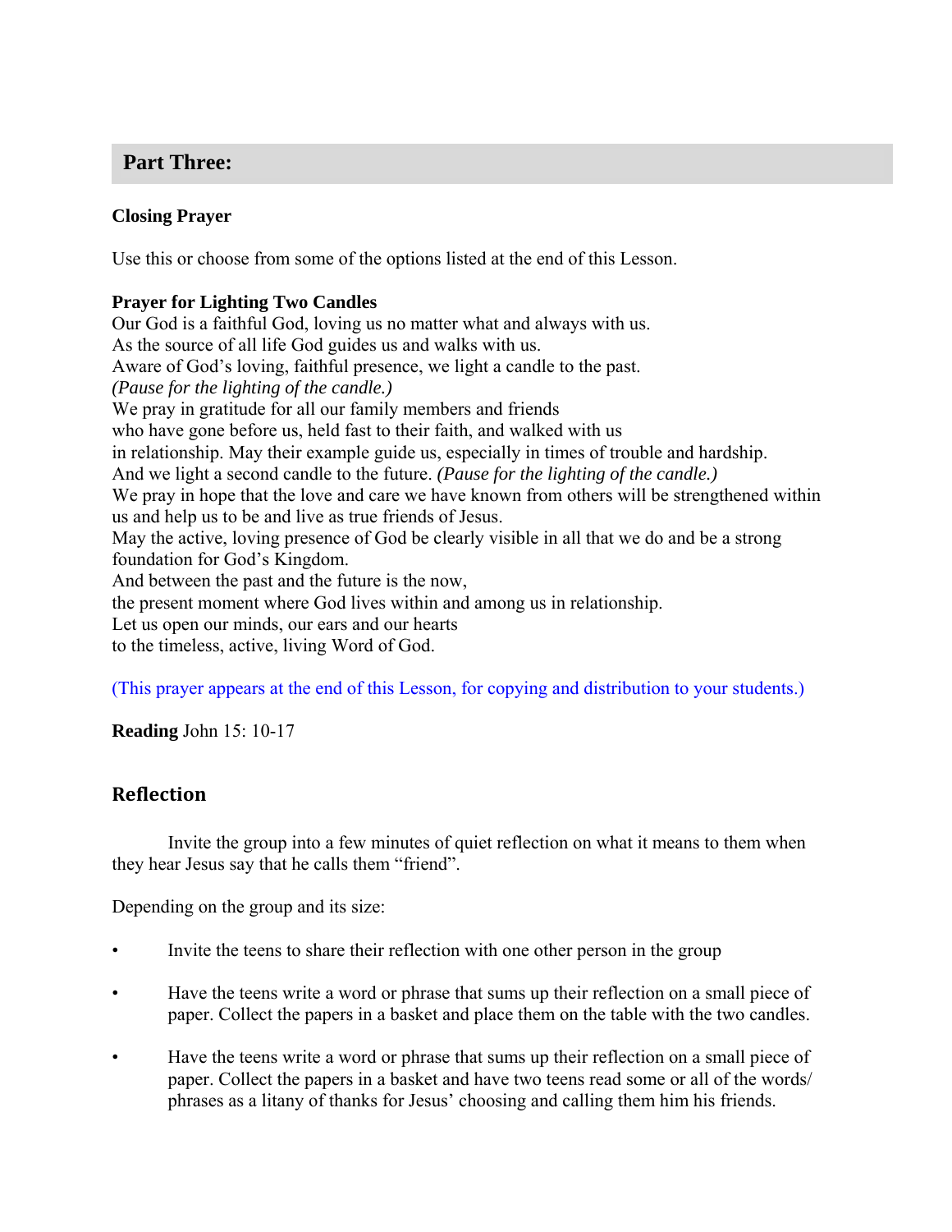## Part Three:

**Closing Prayer**

Use this or choose from some of the options listed at the end of this Lesson.

**Prayer for Lighting Two Candles**
Our God is a faithful God, loving us no matter what and always with us.
As the source of all life God guides us and walks with us.
Aware of God's loving, faithful presence, we light a candle to the past.
*(Pause for the lighting of the candle.)*
We pray in gratitude for all our family members and friends
who have gone before us, held fast to their faith, and walked with us
in relationship. May their example guide us, especially in times of trouble and hardship.
And we light a second candle to the future. *(Pause for the lighting of the candle.)*
We pray in hope that the love and care we have known from others will be strengthened within us and help us to be and live as true friends of Jesus.
May the active, loving presence of God be clearly visible in all that we do and be a strong foundation for God's Kingdom.
And between the past and the future is the now,
the present moment where God lives within and among us in relationship.
Let us open our minds, our ears and our hearts
to the timeless, active, living Word of God.

(This prayer appears at the end of this Lesson, for copying and distribution to your students.)

**Reading** John 15: 10-17

### Reflection

Invite the group into a few minutes of quiet reflection on what it means to them when they hear Jesus say that he calls them "friend".

Depending on the group and its size:

- Invite the teens to share their reflection with one other person in the group
- Have the teens write a word or phrase that sums up their reflection on a small piece of paper. Collect the papers in a basket and place them on the table with the two candles.
- Have the teens write a word or phrase that sums up their reflection on a small piece of paper. Collect the papers in a basket and have two teens read some or all of the words/ phrases as a litany of thanks for Jesus' choosing and calling them him his friends.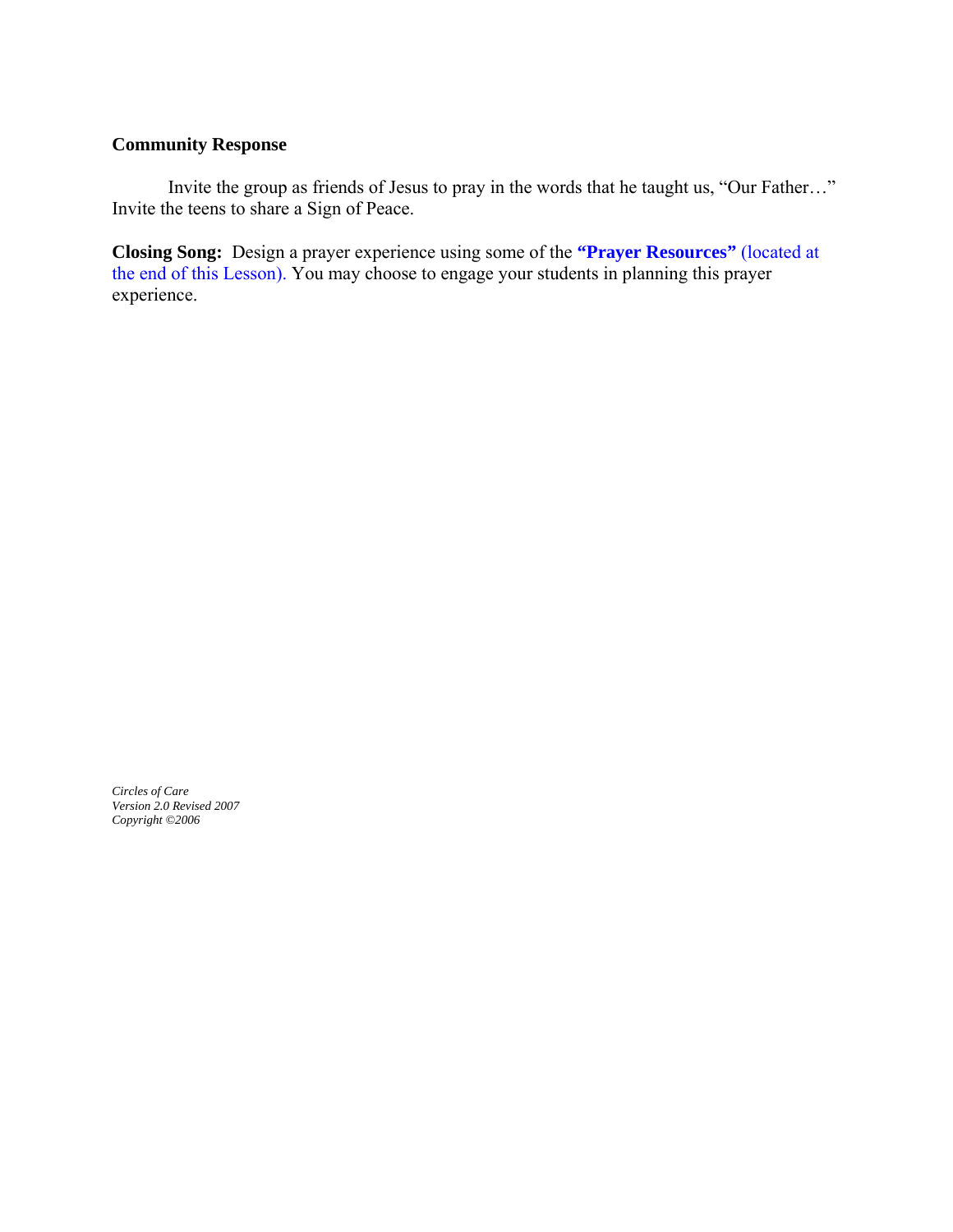**Community Response**

Invite the group as friends of Jesus to pray in the words that he taught us, “Our Father…” Invite the teens to share a Sign of Peace.

**Closing Song:** Design a prayer experience using some of the **“Prayer Resources”** (located at the end of this Lesson). You may choose to engage your students in planning this prayer experience.

*Circles of Care*
*Version 2.0 Revised 2007*
*Copyright ©2006*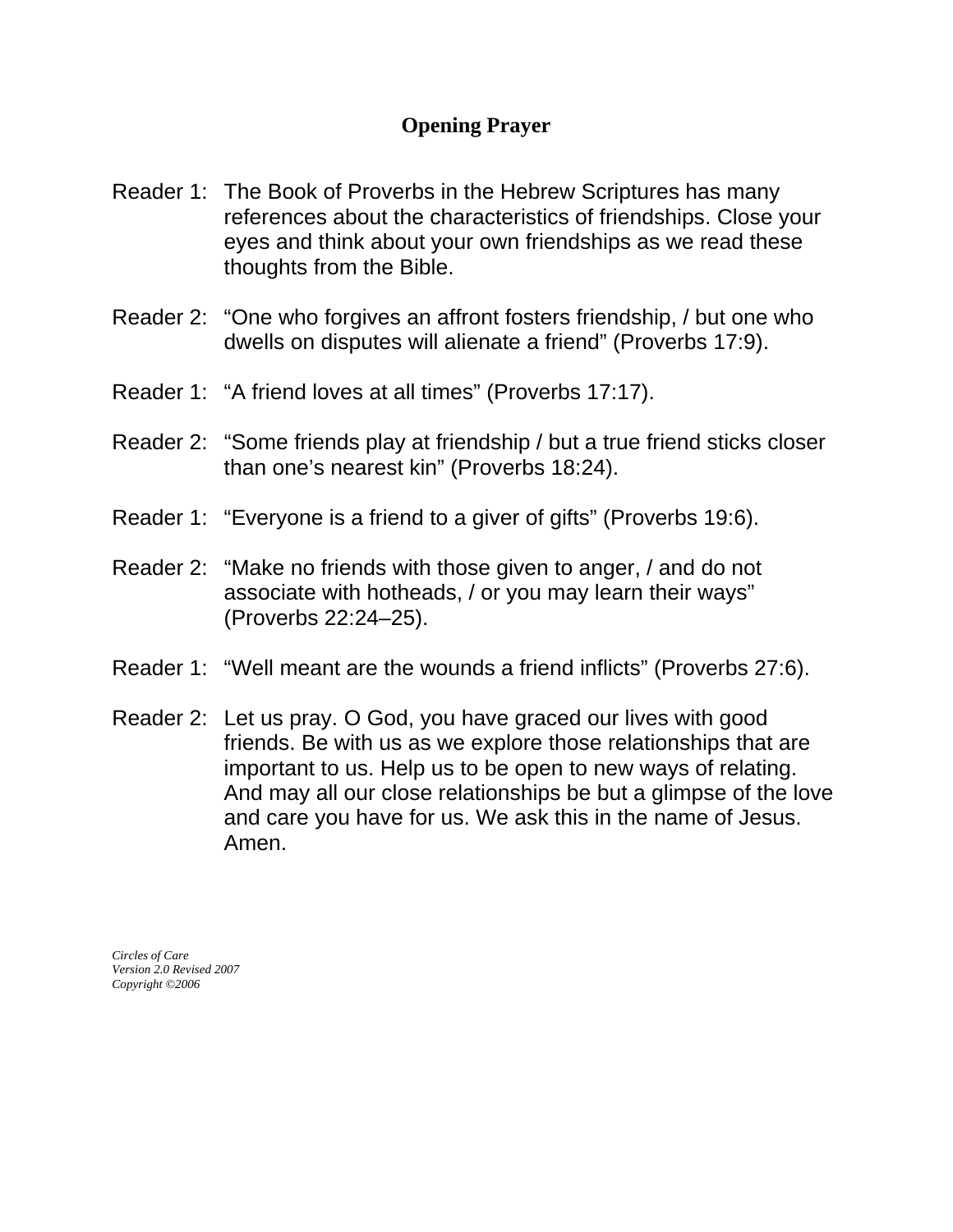## Opening Prayer

Reader 1: The Book of Proverbs in the Hebrew Scriptures has many references about the characteristics of friendships. Close your eyes and think about your own friendships as we read these thoughts from the Bible.

Reader 2: “One who forgives an affront fosters friendship, / but one who dwells on disputes will alienate a friend” (Proverbs 17:9).

Reader 1: “A friend loves at all times” (Proverbs 17:17).

Reader 2: “Some friends play at friendship / but a true friend sticks closer than one’s nearest kin” (Proverbs 18:24).

Reader 1: “Everyone is a friend to a giver of gifts” (Proverbs 19:6).

Reader 2: “Make no friends with those given to anger, / and do not associate with hotheads, / or you may learn their ways” (Proverbs 22:24–25).

Reader 1: “Well meant are the wounds a friend inflicts” (Proverbs 27:6).

Reader 2: Let us pray. O God, you have graced our lives with good friends. Be with us as we explore those relationships that are important to us. Help us to be open to new ways of relating. And may all our close relationships be but a glimpse of the love and care you have for us. We ask this in the name of Jesus. Amen.

*Circles of Care*
*Version 2.0 Revised 2007*
*Copyright ©2006*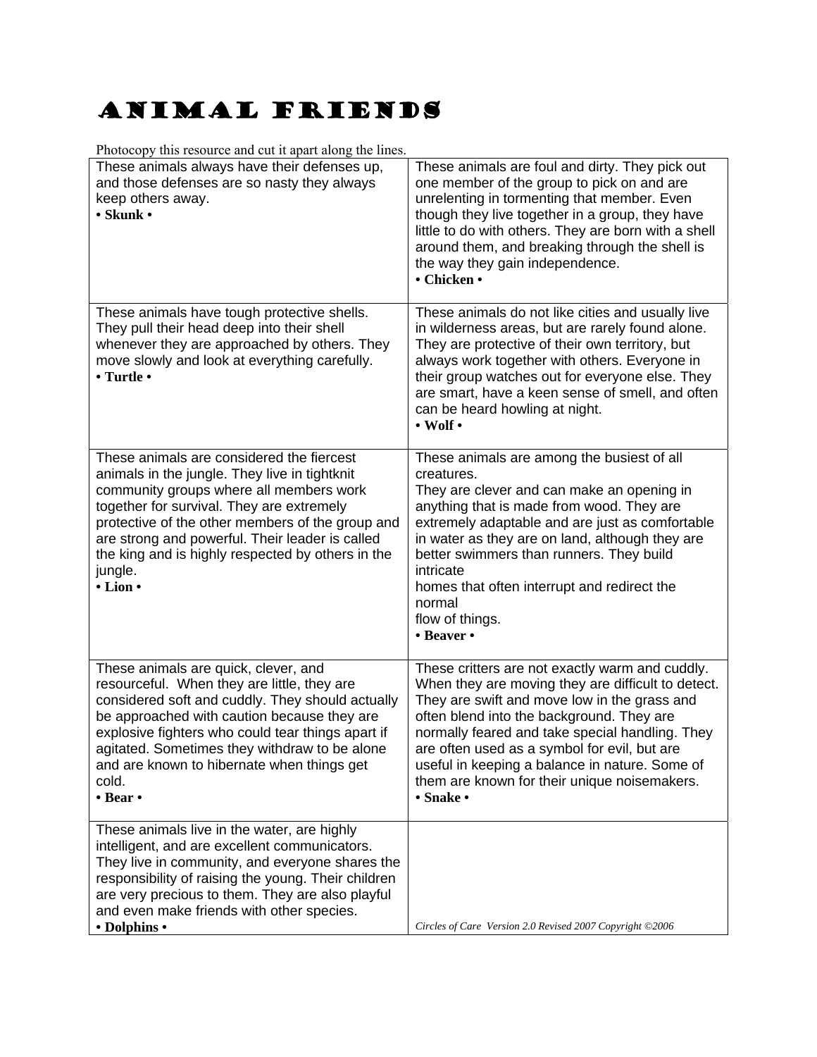# Animal Friends

Photocopy this resource and cut it apart along the lines.

| | |
|---|---|
| These animals always have their defenses up, and those defenses are so nasty they always keep others away.<br>**• Skunk •** | These animals are foul and dirty. They pick out one member of the group to pick on and are unrelenting in tormenting that member. Even though they live together in a group, they have little to do with others. They are born with a shell around them, and breaking through the shell is the way they gain independence.<br>**• Chicken •** |
| These animals have tough protective shells. They pull their head deep into their shell whenever they are approached by others. They move slowly and look at everything carefully.<br>**• Turtle •** | These animals do not like cities and usually live in wilderness areas, but are rarely found alone. They are protective of their own territory, but always work together with others. Everyone in their group watches out for everyone else. They are smart, have a keen sense of smell, and often can be heard howling at night.<br>**• Wolf •** |
| These animals are considered the fiercest animals in the jungle. They live in tightknit community groups where all members work together for survival. They are extremely protective of the other members of the group and are strong and powerful. Their leader is called the king and is highly respected by others in the jungle.<br>**• Lion •** | These animals are among the busiest of all creatures.<br>They are clever and can make an opening in anything that is made from wood. They are extremely adaptable and are just as comfortable in water as they are on land, although they are better swimmers than runners. They build intricate<br>homes that often interrupt and redirect the normal<br>flow of things.<br>**• Beaver •** |
| These animals are quick, clever, and resourceful. When they are little, they are considered soft and cuddly. They should actually be approached with caution because they are explosive fighters who could tear things apart if agitated. Sometimes they withdraw to be alone and are known to hibernate when things get cold.<br>**• Bear •** | These critters are not exactly warm and cuddly. When they are moving they are difficult to detect. They are swift and move low in the grass and often blend into the background. They are normally feared and take special handling. They are often used as a symbol for evil, but are useful in keeping a balance in nature. Some of them are known for their unique noisemakers.<br>**• Snake •** |
| These animals live in the water, are highly intelligent, and are excellent communicators. They live in community, and everyone shares the responsibility of raising the young. Their children are very precious to them. They are also playful and even make friends with other species.<br>**• Dolphins •** | *Circles of Care Version 2.0 Revised 2007 Copyright ©2006* |